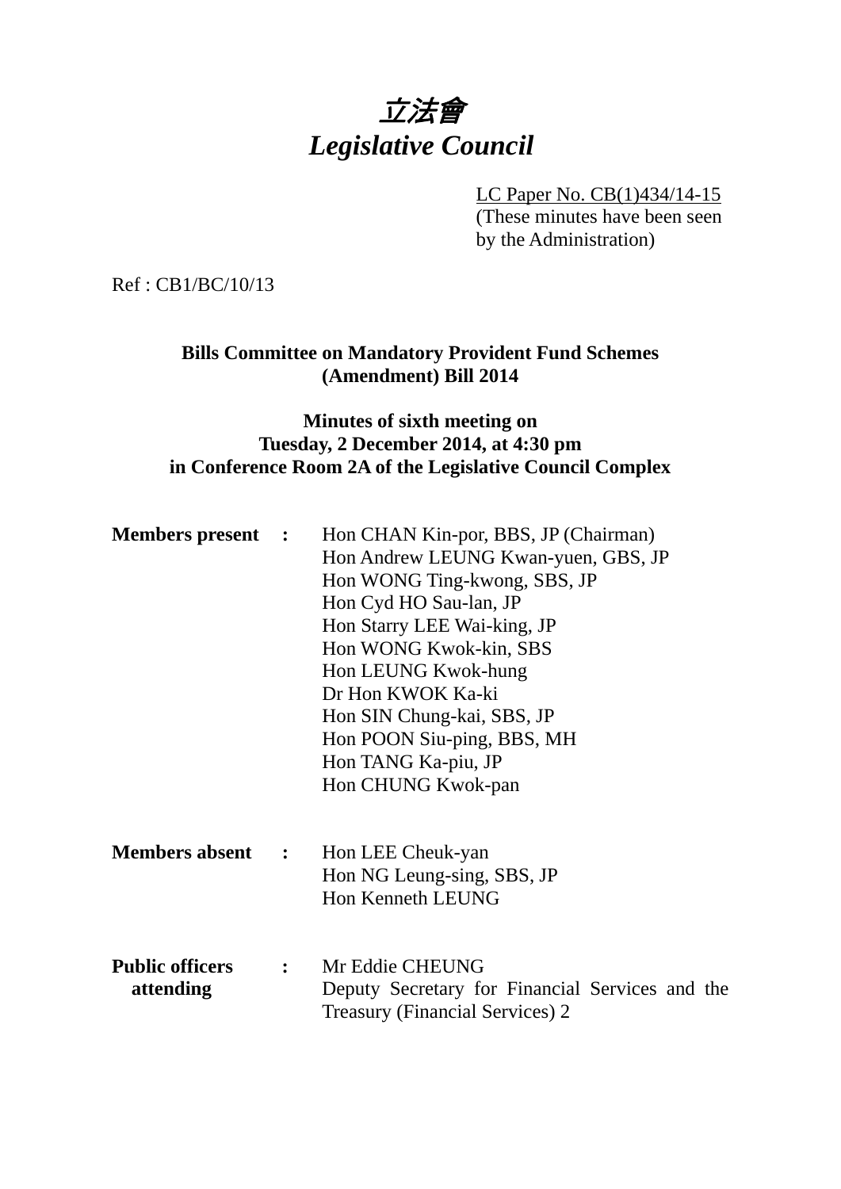# *立法會*
# *Legislative Council*

LC Paper No. CB(1)434/14-15
(These minutes have been seen by the Administration)

Ref : CB1/BC/10/13

**Bills Committee on Mandatory Provident Fund Schemes (Amendment) Bill 2014**

**Minutes of sixth meeting on**
**Tuesday, 2 December 2014, at 4:30 pm**
**in Conference Room 2A of the Legislative Council Complex**

**Members present :**
Hon CHAN Kin-por, BBS, JP (Chairman)
Hon Andrew LEUNG Kwan-yuen, GBS, JP
Hon WONG Ting-kwong, SBS, JP
Hon Cyd HO Sau-lan, JP
Hon Starry LEE Wai-king, JP
Hon WONG Kwok-kin, SBS
Hon LEUNG Kwok-hung
Dr Hon KWOK Ka-ki
Hon SIN Chung-kai, SBS, JP
Hon POON Siu-ping, BBS, MH
Hon TANG Ka-piu, JP
Hon CHUNG Kwok-pan

**Members absent :**
Hon LEE Cheuk-yan
Hon NG Leung-sing, SBS, JP
Hon Kenneth LEUNG

**Public officers attending :**
Mr Eddie CHEUNG
Deputy Secretary for Financial Services and the Treasury (Financial Services) 2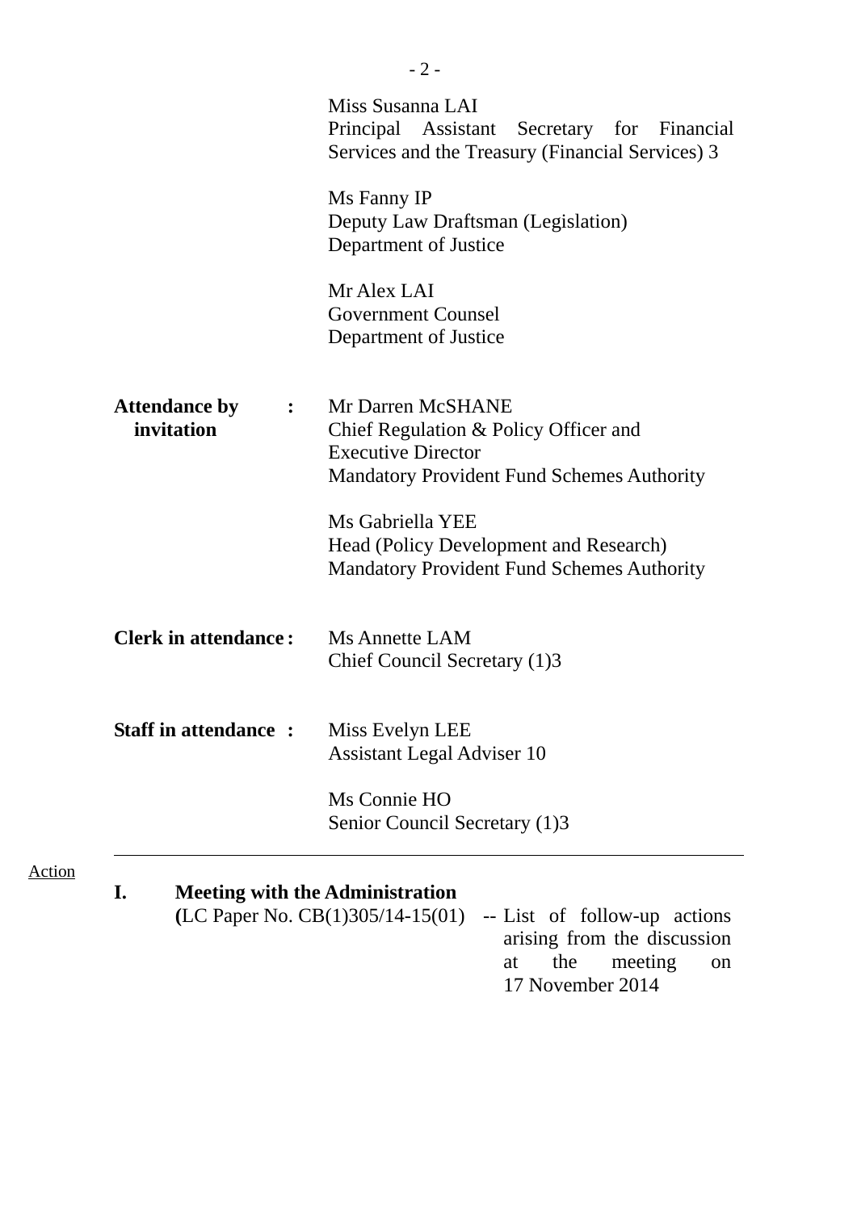Miss Susanna LAI
Principal Assistant Secretary for Financial Services and the Treasury (Financial Services) 3

Ms Fanny IP
Deputy Law Draftsman (Legislation)
Department of Justice

Mr Alex LAI
Government Counsel
Department of Justice

**Attendance by invitation** : Mr Darren McSHANE
Chief Regulation & Policy Officer and Executive Director
Mandatory Provident Fund Schemes Authority

Ms Gabriella YEE
Head (Policy Development and Research)
Mandatory Provident Fund Schemes Authority

**Clerk in attendance** : Ms Annette LAM
Chief Council Secretary (1)3

**Staff in attendance** : Miss Evelyn LEE
Assistant Legal Adviser 10

Ms Connie HO
Senior Council Secretary (1)3

---

Action

## I. Meeting with the Administration

(LC Paper No. CB(1)305/14-15(01) -- List of follow-up actions arising from the discussion at the meeting on 17 November 2014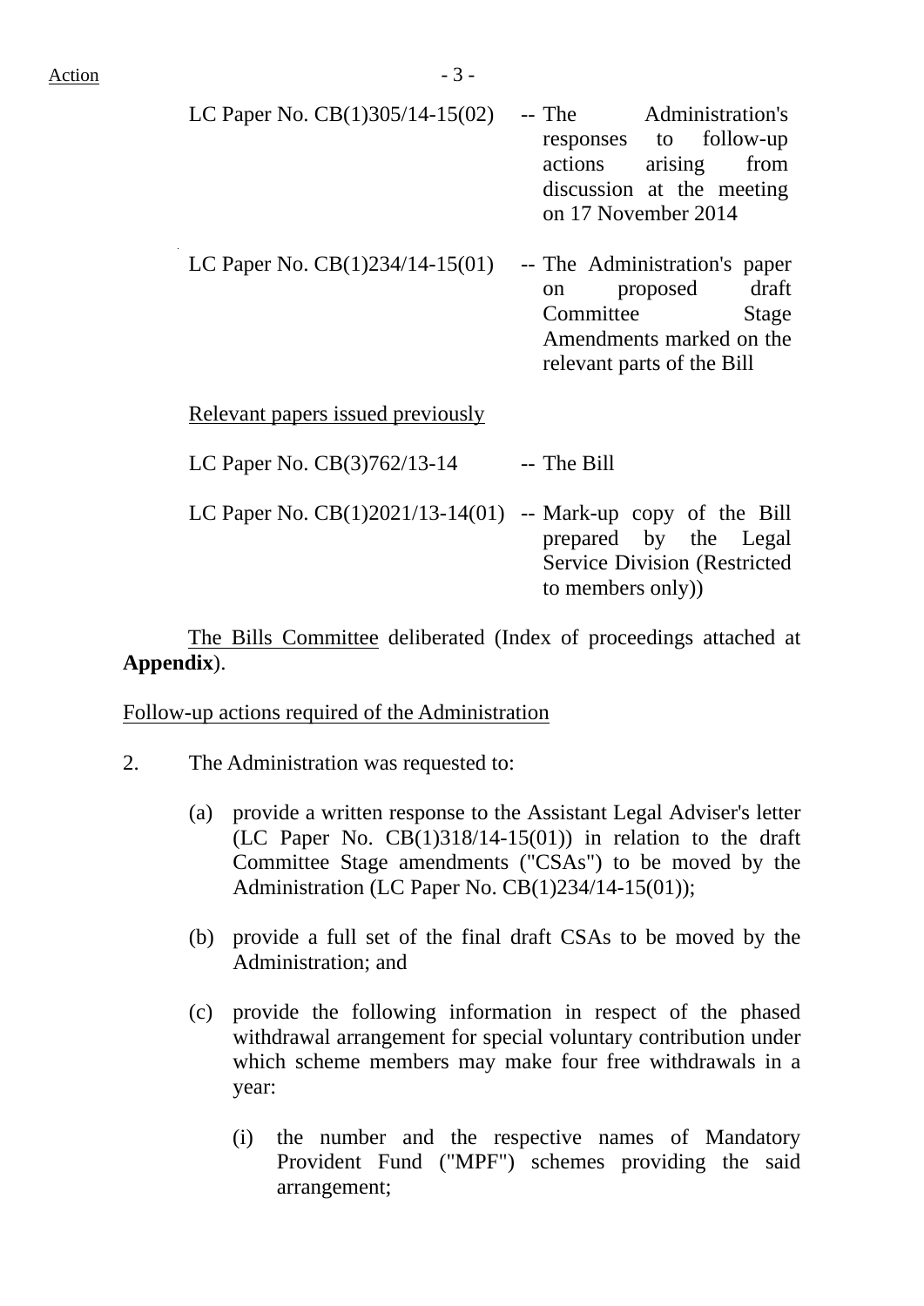| | |
|---|---|
| LC Paper No. CB(1)305/14-15(02) | -- The Administration's responses to follow-up actions arising from discussion at the meeting on 17 November 2014 |
| LC Paper No. CB(1)234/14-15(01) | -- The Administration's paper on proposed draft Committee Stage Amendments marked on the relevant parts of the Bill |

Relevant papers issued previously

| | |
|---|---|
| LC Paper No. CB(3)762/13-14 | -- The Bill |
| LC Paper No. CB(1)2021/13-14(01) | -- Mark-up copy of the Bill prepared by the Legal Service Division (Restricted to members only)) |

The Bills Committee deliberated (Index of proceedings attached at **Appendix**).

Follow-up actions required of the Administration

2. The Administration was requested to:

   (a) provide a written response to the Assistant Legal Adviser's letter (LC Paper No. CB(1)318/14-15(01)) in relation to the draft Committee Stage amendments ("CSAs") to be moved by the Administration (LC Paper No. CB(1)234/14-15(01));

   (b) provide a full set of the final draft CSAs to be moved by the Administration; and

   (c) provide the following information in respect of the phased withdrawal arrangement for special voluntary contribution under which scheme members may make four free withdrawals in a year:

      (i) the number and the respective names of Mandatory Provident Fund ("MPF") schemes providing the said arrangement;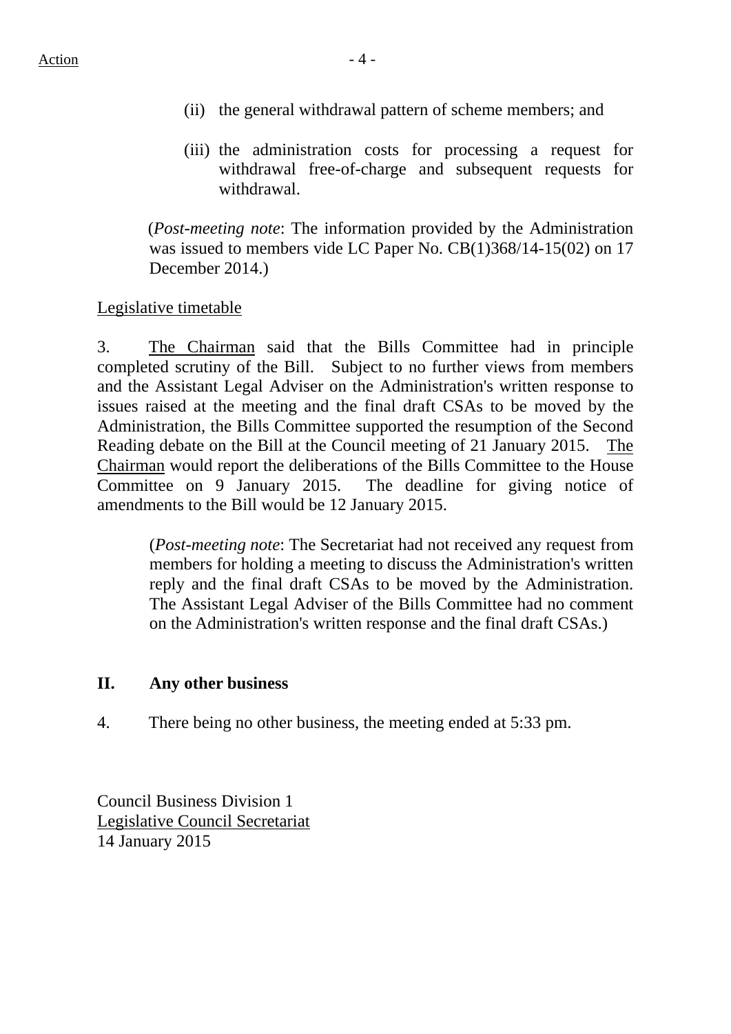(ii) the general withdrawal pattern of scheme members; and

(iii) the administration costs for processing a request for withdrawal free-of-charge and subsequent requests for withdrawal.

(*Post-meeting note*: The information provided by the Administration was issued to members vide LC Paper No. CB(1)368/14-15(02) on 17 December 2014.)

Legislative timetable

3. The Chairman said that the Bills Committee had in principle completed scrutiny of the Bill. Subject to no further views from members and the Assistant Legal Adviser on the Administration's written response to issues raised at the meeting and the final draft CSAs to be moved by the Administration, the Bills Committee supported the resumption of the Second Reading debate on the Bill at the Council meeting of 21 January 2015. The Chairman would report the deliberations of the Bills Committee to the House Committee on 9 January 2015. The deadline for giving notice of amendments to the Bill would be 12 January 2015.

(*Post-meeting note*: The Secretariat had not received any request from members for holding a meeting to discuss the Administration's written reply and the final draft CSAs to be moved by the Administration. The Assistant Legal Adviser of the Bills Committee had no comment on the Administration's written response and the final draft CSAs.)

## II. Any other business

4. There being no other business, the meeting ended at 5:33 pm.

Council Business Division 1
Legislative Council Secretariat
14 January 2015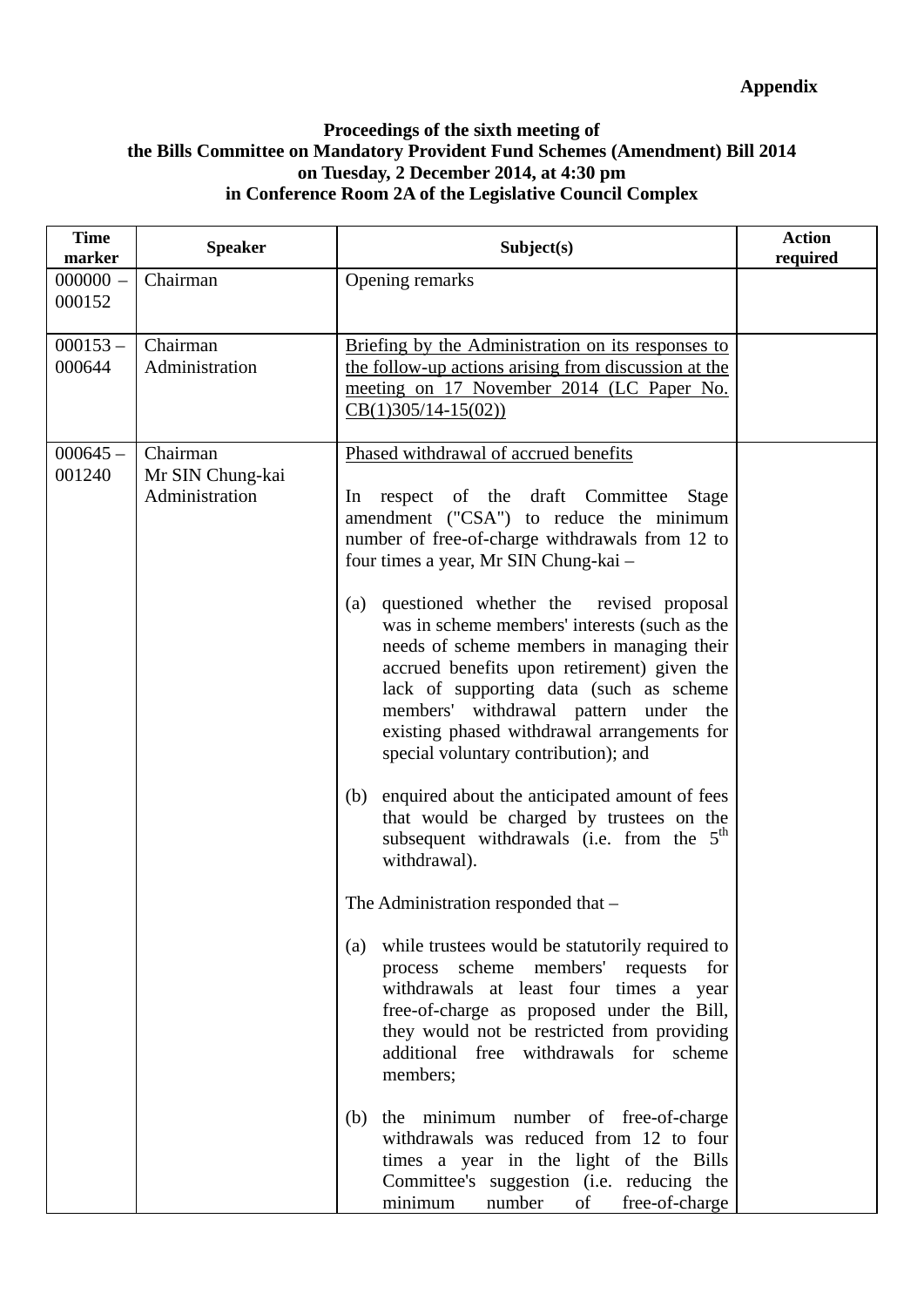**Appendix**

**Proceedings of the sixth meeting of the Bills Committee on Mandatory Provident Fund Schemes (Amendment) Bill 2014 on Tuesday, 2 December 2014, at 4:30 pm in Conference Room 2A of the Legislative Council Complex**

| Time marker | Speaker | Subject(s) | Action required |
|---|---|---|---|
| 000000 – 000152 | Chairman | Opening remarks | |
| 000153 – 000644 | Chairman<br>Administration | Briefing by the Administration on its responses to the follow-up actions arising from discussion at the meeting on 17 November 2014 (LC Paper No. CB(1)305/14-15(02)) | |
| 000645 – 001240 | Chairman<br>Mr SIN Chung-kai<br>Administration | Phased withdrawal of accrued benefits<br><br>In respect of the draft Committee Stage amendment ("CSA") to reduce the minimum number of free-of-charge withdrawals from 12 to four times a year, Mr SIN Chung-kai –<br><br>(a) questioned whether the revised proposal was in scheme members' interests (such as the needs of scheme members in managing their accrued benefits upon retirement) given the lack of supporting data (such as scheme members' withdrawal pattern under the existing phased withdrawal arrangements for special voluntary contribution); and<br><br>(b) enquired about the anticipated amount of fees that would be charged by trustees on the subsequent withdrawals (i.e. from the 5th withdrawal).<br><br>The Administration responded that –<br><br>(a) while trustees would be statutorily required to process scheme members' requests for withdrawals at least four times a year free-of-charge as proposed under the Bill, they would not be restricted from providing additional free withdrawals for scheme members;<br><br>(b) the minimum number of free-of-charge withdrawals was reduced from 12 to four times a year in the light of the Bills Committee's suggestion (i.e. reducing the minimum number of free-of-charge | |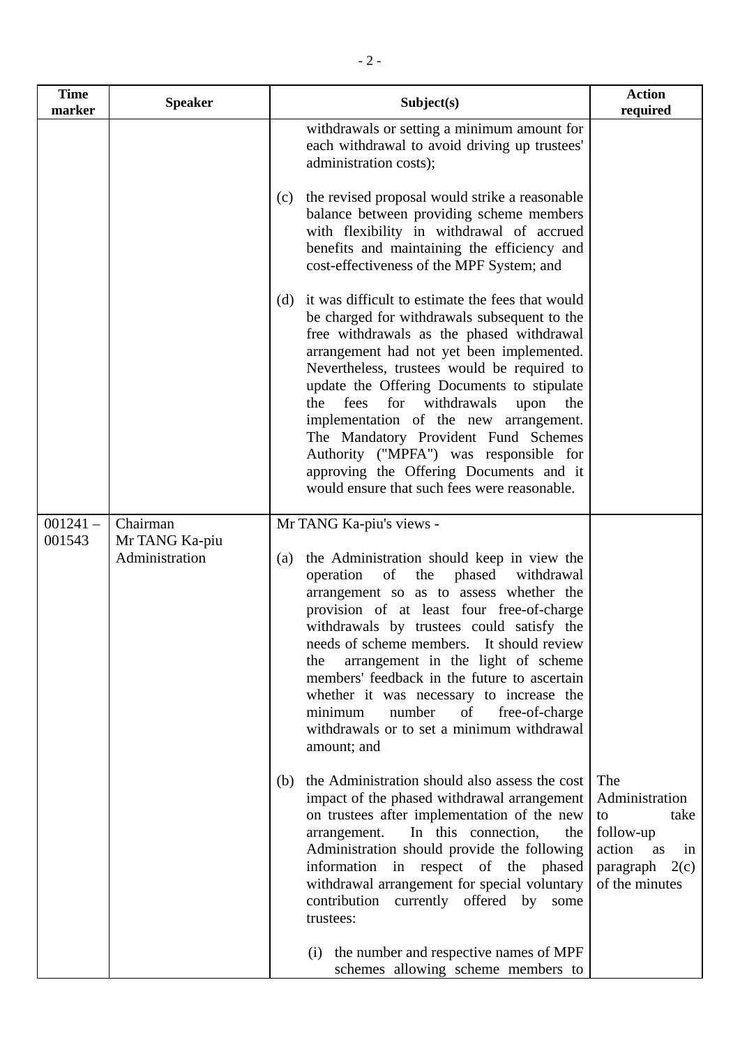| Time marker | Speaker | Subject(s) | Action required |
|---|---|---|---|
| | | withdrawals or setting a minimum amount for each withdrawal to avoid driving up trustees' administration costs);<br><br>(c) the revised proposal would strike a reasonable balance between providing scheme members with flexibility in withdrawal of accrued benefits and maintaining the efficiency and cost-effectiveness of the MPF System; and<br><br>(d) it was difficult to estimate the fees that would be charged for withdrawals subsequent to the free withdrawals as the phased withdrawal arrangement had not yet been implemented. Nevertheless, trustees would be required to update the Offering Documents to stipulate the fees for withdrawals upon the implementation of the new arrangement. The Mandatory Provident Fund Schemes Authority ("MPFA") was responsible for approving the Offering Documents and it would ensure that such fees were reasonable. | |
| 001241 – 001543 | Chairman<br>Mr TANG Ka-piu<br>Administration | Mr TANG Ka-piu's views -<br><br>(a) the Administration should keep in view the operation of the phased withdrawal arrangement so as to assess whether the provision of at least four free-of-charge withdrawals by trustees could satisfy the needs of scheme members. It should review the arrangement in the light of scheme members' feedback in the future to ascertain whether it was necessary to increase the minimum number of free-of-charge withdrawals or to set a minimum withdrawal amount; and<br><br>(b) the Administration should also assess the cost impact of the phased withdrawal arrangement on trustees after implementation of the new arrangement. In this connection, the Administration should provide the following information in respect of the phased withdrawal arrangement for special voluntary contribution currently offered by some trustees:<br><br>(i) the number and respective names of MPF schemes allowing scheme members to | The Administration to take follow-up action as in paragraph 2(c) of the minutes |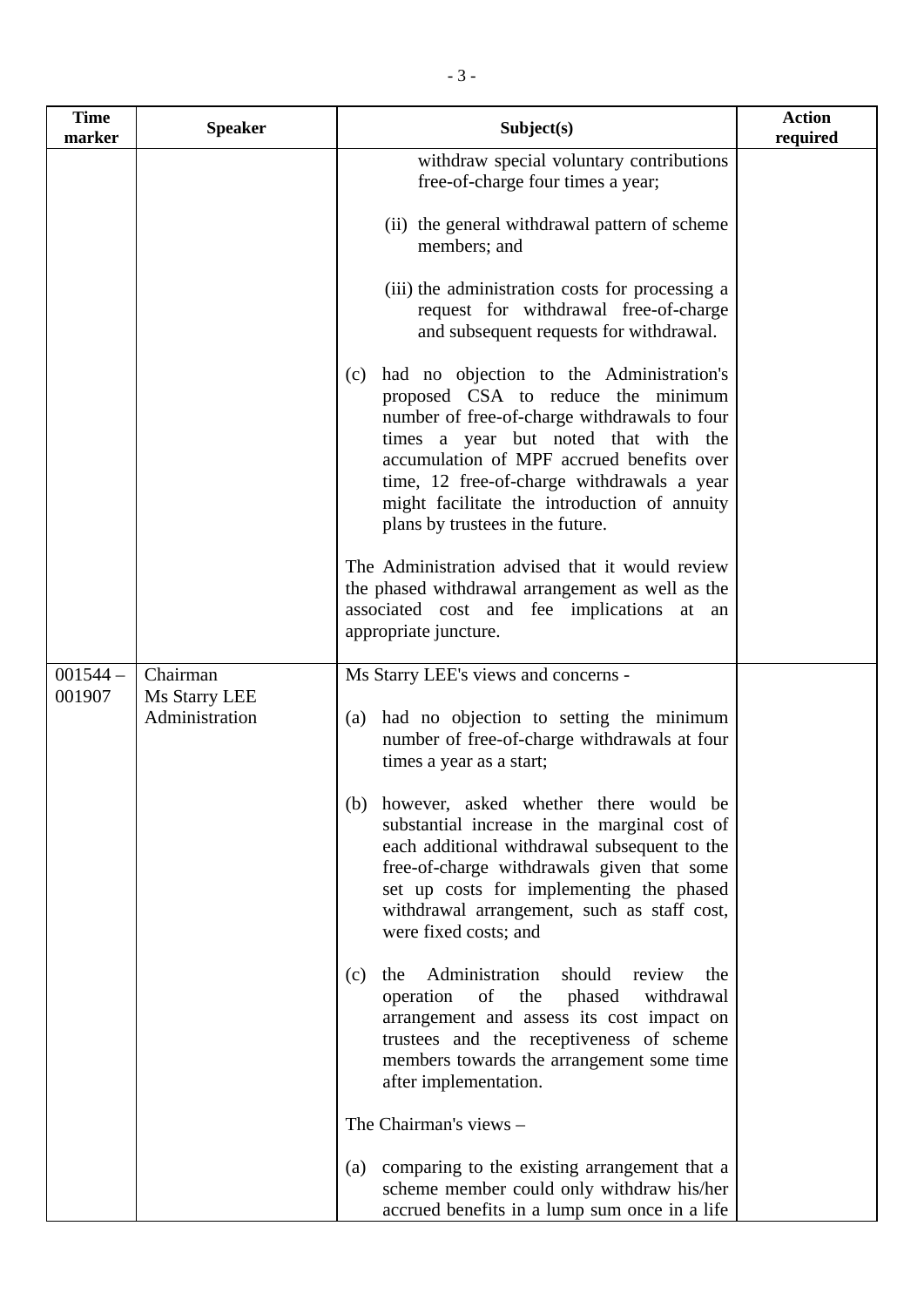| Time marker | Speaker | Subject(s) | Action required |
|---|---|---|---|
| | | withdraw special voluntary contributions free-of-charge four times a year;<br><br>(ii) the general withdrawal pattern of scheme members; and<br><br>(iii) the administration costs for processing a request for withdrawal free-of-charge and subsequent requests for withdrawal.<br><br>(c) had no objection to the Administration's proposed CSA to reduce the minimum number of free-of-charge withdrawals to four times a year but noted that with the accumulation of MPF accrued benefits over time, 12 free-of-charge withdrawals a year might facilitate the introduction of annuity plans by trustees in the future.<br><br>The Administration advised that it would review the phased withdrawal arrangement as well as the associated cost and fee implications at an appropriate juncture. | |
| 001544 – 001907 | Chairman<br>Ms Starry LEE<br>Administration | Ms Starry LEE's views and concerns -<br><br>(a) had no objection to setting the minimum number of free-of-charge withdrawals at four times a year as a start;<br><br>(b) however, asked whether there would be substantial increase in the marginal cost of each additional withdrawal subsequent to the free-of-charge withdrawals given that some set up costs for implementing the phased withdrawal arrangement, such as staff cost, were fixed costs; and<br><br>(c) the Administration should review the operation of the phased withdrawal arrangement and assess its cost impact on trustees and the receptiveness of scheme members towards the arrangement some time after implementation.<br><br>The Chairman's views –<br><br>(a) comparing to the existing arrangement that a scheme member could only withdraw his/her accrued benefits in a lump sum once in a life | |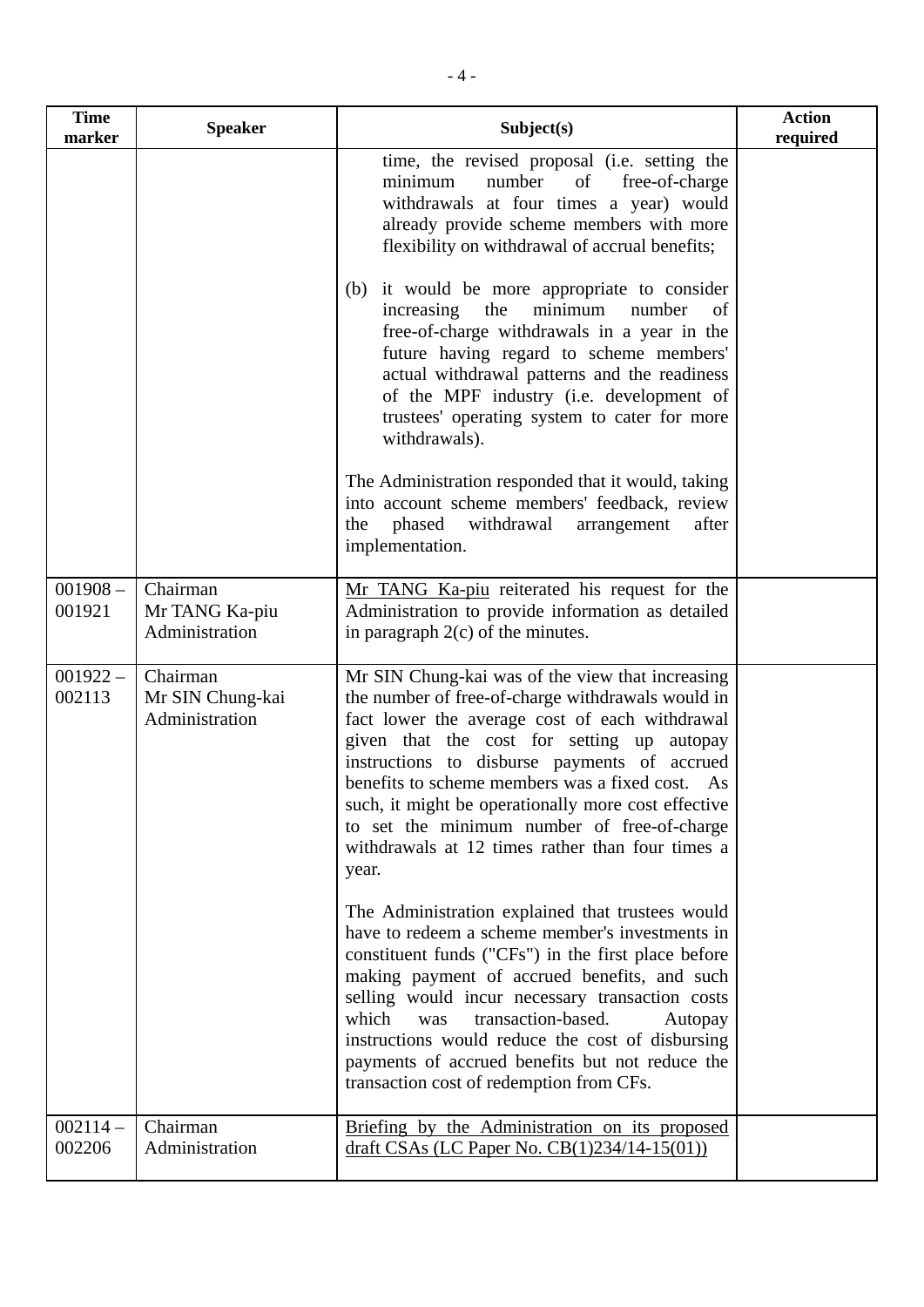| Time marker | Speaker | Subject(s) | Action required |
|---|---|---|---|
| | | time, the revised proposal (i.e. setting the minimum number of free-of-charge withdrawals at four times a year) would already provide scheme members with more flexibility on withdrawal of accrual benefits;<br><br>(b) it would be more appropriate to consider increasing the minimum number of free-of-charge withdrawals in a year in the future having regard to scheme members' actual withdrawal patterns and the readiness of the MPF industry (i.e. development of trustees' operating system to cater for more withdrawals).<br><br>The Administration responded that it would, taking into account scheme members' feedback, review the phased withdrawal arrangement after implementation. | |
| 001908 – 001921 | Chairman<br>Mr TANG Ka-piu<br>Administration | Mr TANG Ka-piu reiterated his request for the Administration to provide information as detailed in paragraph 2(c) of the minutes. | |
| 001922 – 002113 | Chairman<br>Mr SIN Chung-kai<br>Administration | Mr SIN Chung-kai was of the view that increasing the number of free-of-charge withdrawals would in fact lower the average cost of each withdrawal given that the cost for setting up autopay instructions to disburse payments of accrued benefits to scheme members was a fixed cost. As such, it might be operationally more cost effective to set the minimum number of free-of-charge withdrawals at 12 times rather than four times a year.<br><br>The Administration explained that trustees would have to redeem a scheme member's investments in constituent funds ("CFs") in the first place before making payment of accrued benefits, and such selling would incur necessary transaction costs which was transaction-based. Autopay instructions would reduce the cost of disbursing payments of accrued benefits but not reduce the transaction cost of redemption from CFs. | |
| 002114 – 002206 | Chairman<br>Administration | Briefing by the Administration on its proposed draft CSAs (LC Paper No. CB(1)234/14-15(01)) | |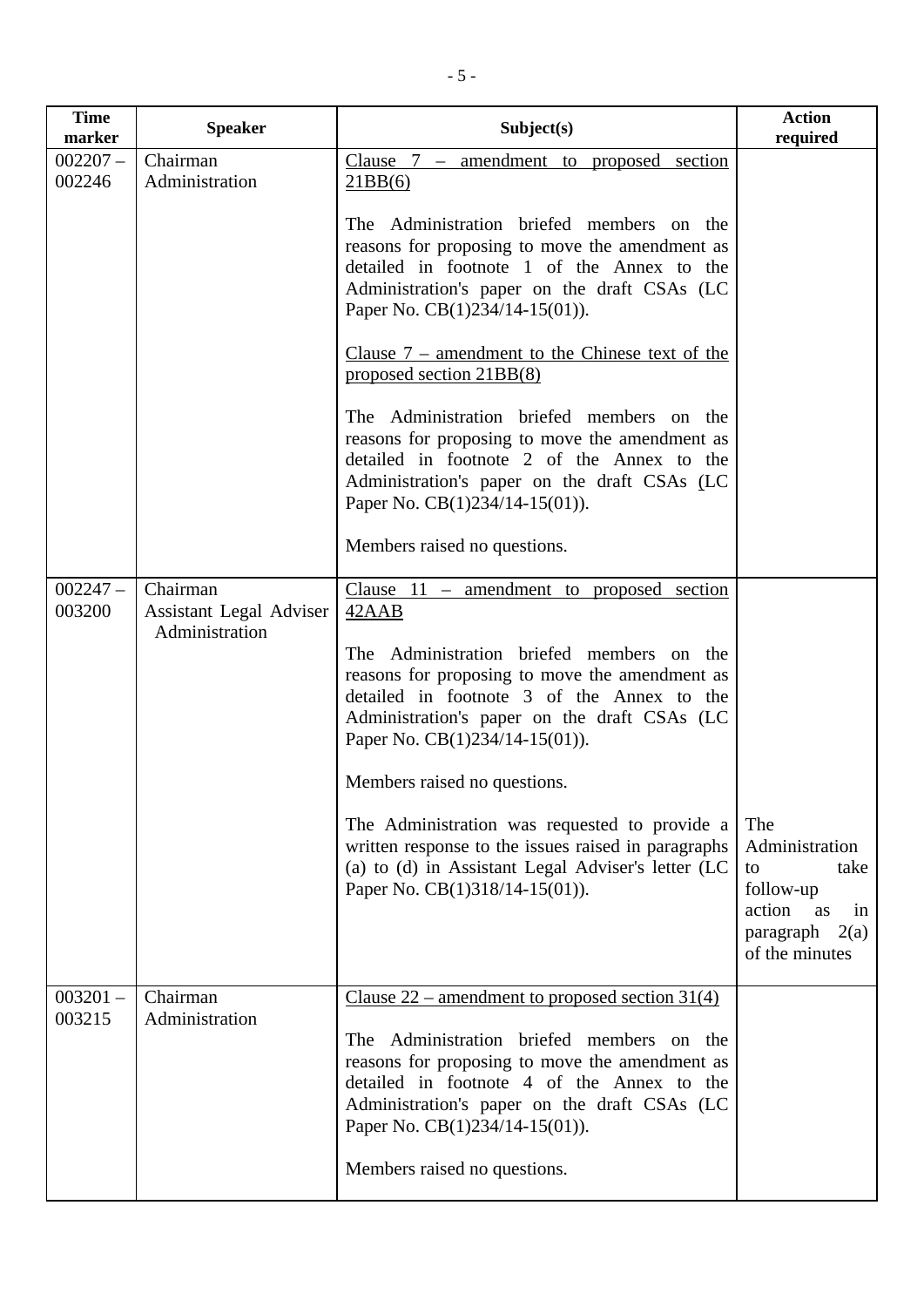| Time marker | Speaker | Subject(s) | Action required |
|---|---|---|---|
| 002207 – 002246 | Chairman<br>Administration | Clause 7 – amendment to proposed section 21BB(6)<br><br>The Administration briefed members on the reasons for proposing to move the amendment as detailed in footnote 1 of the Annex to the Administration's paper on the draft CSAs (LC Paper No. CB(1)234/14-15(01)).<br><br>Clause 7 – amendment to the Chinese text of the proposed section 21BB(8)<br><br>The Administration briefed members on the reasons for proposing to move the amendment as detailed in footnote 2 of the Annex to the Administration's paper on the draft CSAs (LC Paper No. CB(1)234/14-15(01)).<br><br>Members raised no questions. | |
| 002247 – 003200 | Chairman<br>Assistant Legal Adviser<br>Administration | Clause 11 – amendment to proposed section 42AAB<br><br>The Administration briefed members on the reasons for proposing to move the amendment as detailed in footnote 3 of the Annex to the Administration's paper on the draft CSAs (LC Paper No. CB(1)234/14-15(01)).<br><br>Members raised no questions.<br><br>The Administration was requested to provide a written response to the issues raised in paragraphs (a) to (d) in Assistant Legal Adviser's letter (LC Paper No. CB(1)318/14-15(01)). | The Administration to take follow-up action as in paragraph 2(a) of the minutes |
| 003201 – 003215 | Chairman<br>Administration | Clause 22 – amendment to proposed section 31(4)<br><br>The Administration briefed members on the reasons for proposing to move the amendment as detailed in footnote 4 of the Annex to the Administration's paper on the draft CSAs (LC Paper No. CB(1)234/14-15(01)).<br><br>Members raised no questions. | |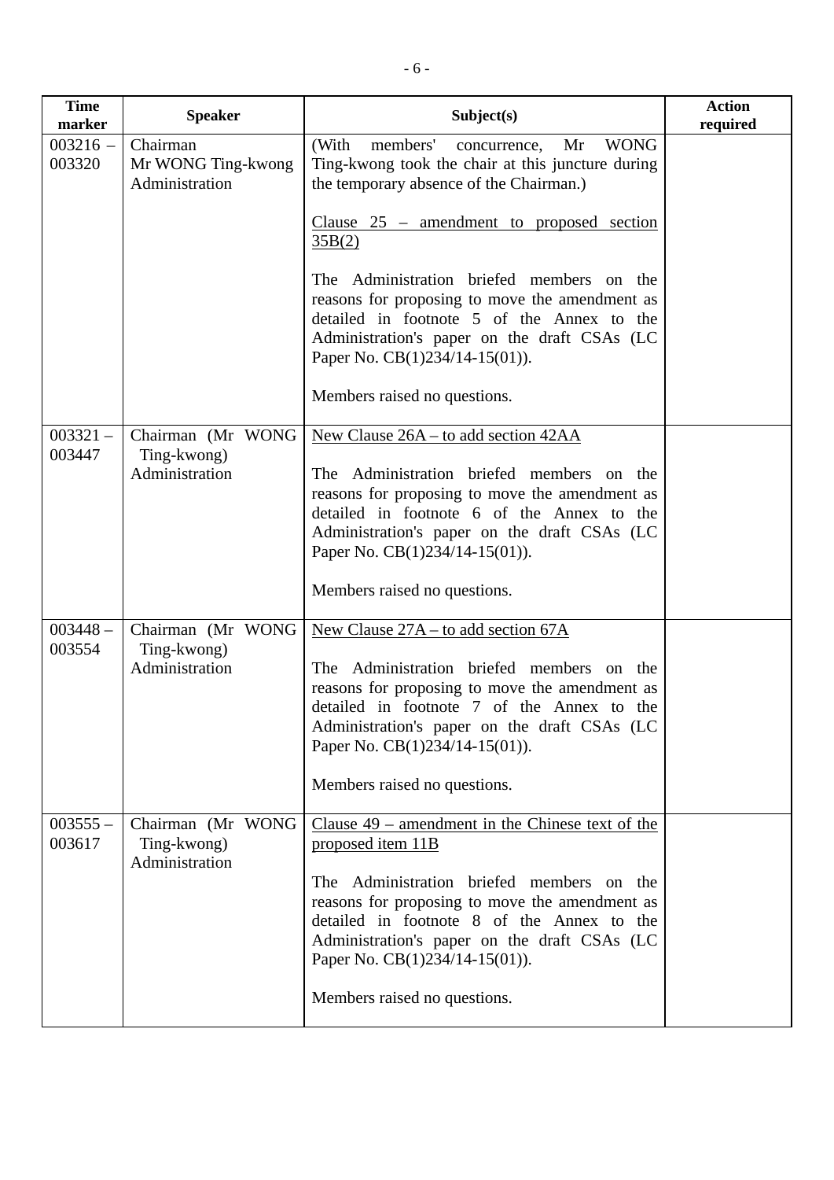| Time marker | Speaker | Subject(s) | Action required |
|---|---|---|---|
| 003216 – 003320 | Chairman<br>Mr WONG Ting-kwong<br>Administration | (With members' concurrence, Mr WONG Ting-kwong took the chair at this juncture during the temporary absence of the Chairman.)<br><br><u>Clause 25 – amendment to proposed section 35B(2)</u><br><br>The Administration briefed members on the reasons for proposing to move the amendment as detailed in footnote 5 of the Annex to the Administration's paper on the draft CSAs (LC Paper No. CB(1)234/14-15(01)).<br><br>Members raised no questions. | |
| 003321 – 003447 | Chairman (Mr WONG Ting-kwong)<br>Administration | <u>New Clause 26A – to add section 42AA</u><br><br>The Administration briefed members on the reasons for proposing to move the amendment as detailed in footnote 6 of the Annex to the Administration's paper on the draft CSAs (LC Paper No. CB(1)234/14-15(01)).<br><br>Members raised no questions. | |
| 003448 – 003554 | Chairman (Mr WONG Ting-kwong)<br>Administration | <u>New Clause 27A – to add section 67A</u><br><br>The Administration briefed members on the reasons for proposing to move the amendment as detailed in footnote 7 of the Annex to the Administration's paper on the draft CSAs (LC Paper No. CB(1)234/14-15(01)).<br><br>Members raised no questions. | |
| 003555 – 003617 | Chairman (Mr WONG Ting-kwong)<br>Administration | <u>Clause 49 – amendment in the Chinese text of the proposed item 11B</u><br><br>The Administration briefed members on the reasons for proposing to move the amendment as detailed in footnote 8 of the Annex to the Administration's paper on the draft CSAs (LC Paper No. CB(1)234/14-15(01)).<br><br>Members raised no questions. | |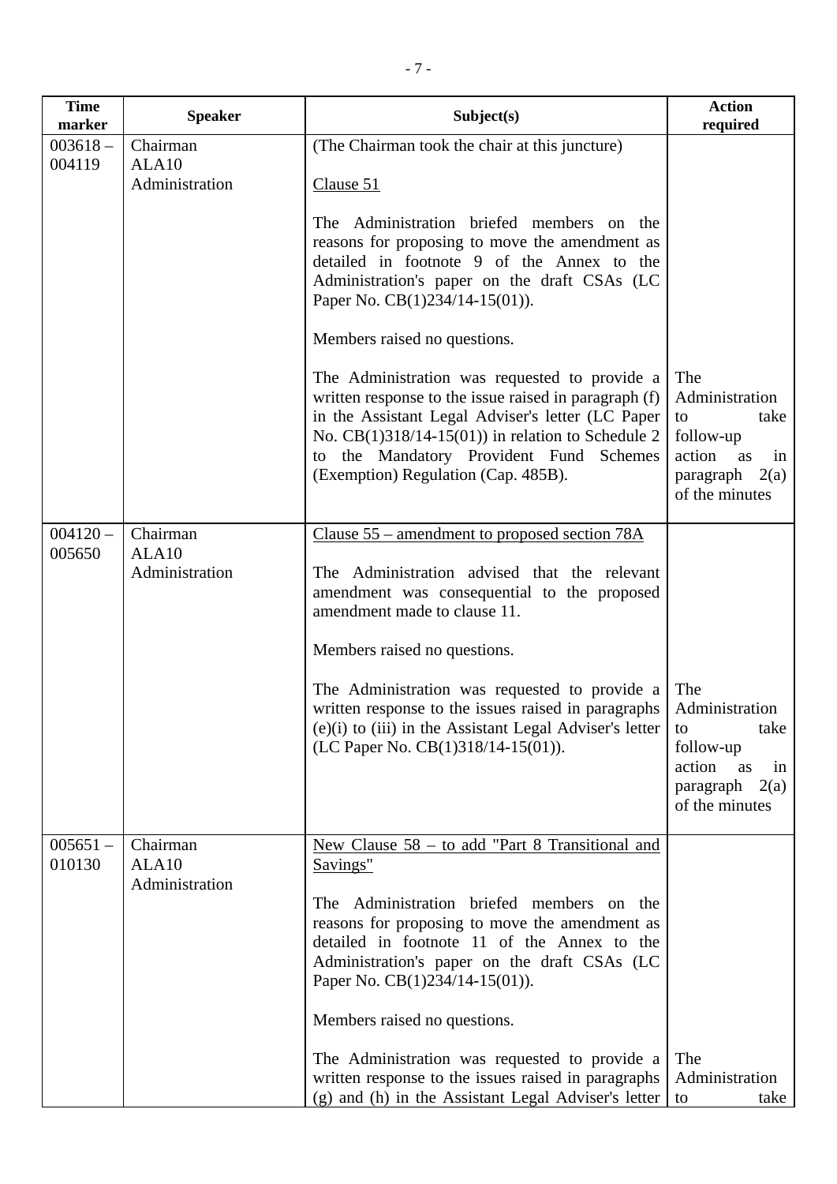| Time marker | Speaker | Subject(s) | Action required |
|---|---|---|---|
| 003618 – 004119 | Chairman<br>ALA10<br>Administration | (The Chairman took the chair at this juncture)<br><br>Clause 51<br><br>The Administration briefed members on the reasons for proposing to move the amendment as detailed in footnote 9 of the Annex to the Administration's paper on the draft CSAs (LC Paper No. CB(1)234/14-15(01)).<br><br>Members raised no questions.<br><br>The Administration was requested to provide a written response to the issue raised in paragraph (f) in the Assistant Legal Adviser's letter (LC Paper No. CB(1)318/14-15(01)) in relation to Schedule 2 to the Mandatory Provident Fund Schemes (Exemption) Regulation (Cap. 485B). | The Administration to take follow-up action as in paragraph 2(a) of the minutes |
| 004120 – 005650 | Chairman<br>ALA10<br>Administration | Clause 55 – amendment to proposed section 78A<br><br>The Administration advised that the relevant amendment was consequential to the proposed amendment made to clause 11.<br><br>Members raised no questions.<br><br>The Administration was requested to provide a written response to the issues raised in paragraphs (e)(i) to (iii) in the Assistant Legal Adviser's letter (LC Paper No. CB(1)318/14-15(01)). | The Administration to take follow-up action as in paragraph 2(a) of the minutes |
| 005651 – 010130 | Chairman<br>ALA10<br>Administration | New Clause 58 – to add "Part 8 Transitional and Savings"<br><br>The Administration briefed members on the reasons for proposing to move the amendment as detailed in footnote 11 of the Annex to the Administration's paper on the draft CSAs (LC Paper No. CB(1)234/14-15(01)).<br><br>Members raised no questions.<br><br>The Administration was requested to provide a written response to the issues raised in paragraphs (g) and (h) in the Assistant Legal Adviser's letter | The Administration to take |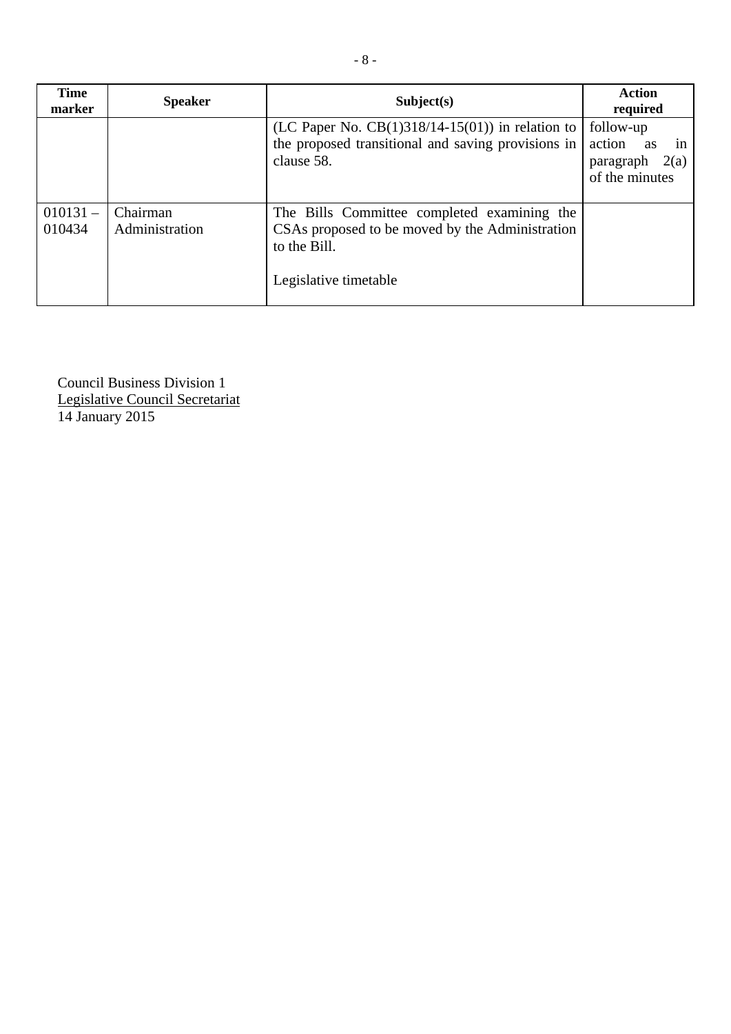| Time marker | Speaker | Subject(s) | Action required |
|---|---|---|---|
| | | (LC Paper No. CB(1)318/14-15(01)) in relation to the proposed transitional and saving provisions in clause 58. | follow-up action as in paragraph 2(a) of the minutes |
| 010131 – 010434 | Chairman<br>Administration | The Bills Committee completed examining the CSAs proposed to be moved by the Administration to the Bill.<br><br>Legislative timetable | |

Council Business Division 1
Legislative Council Secretariat
14 January 2015